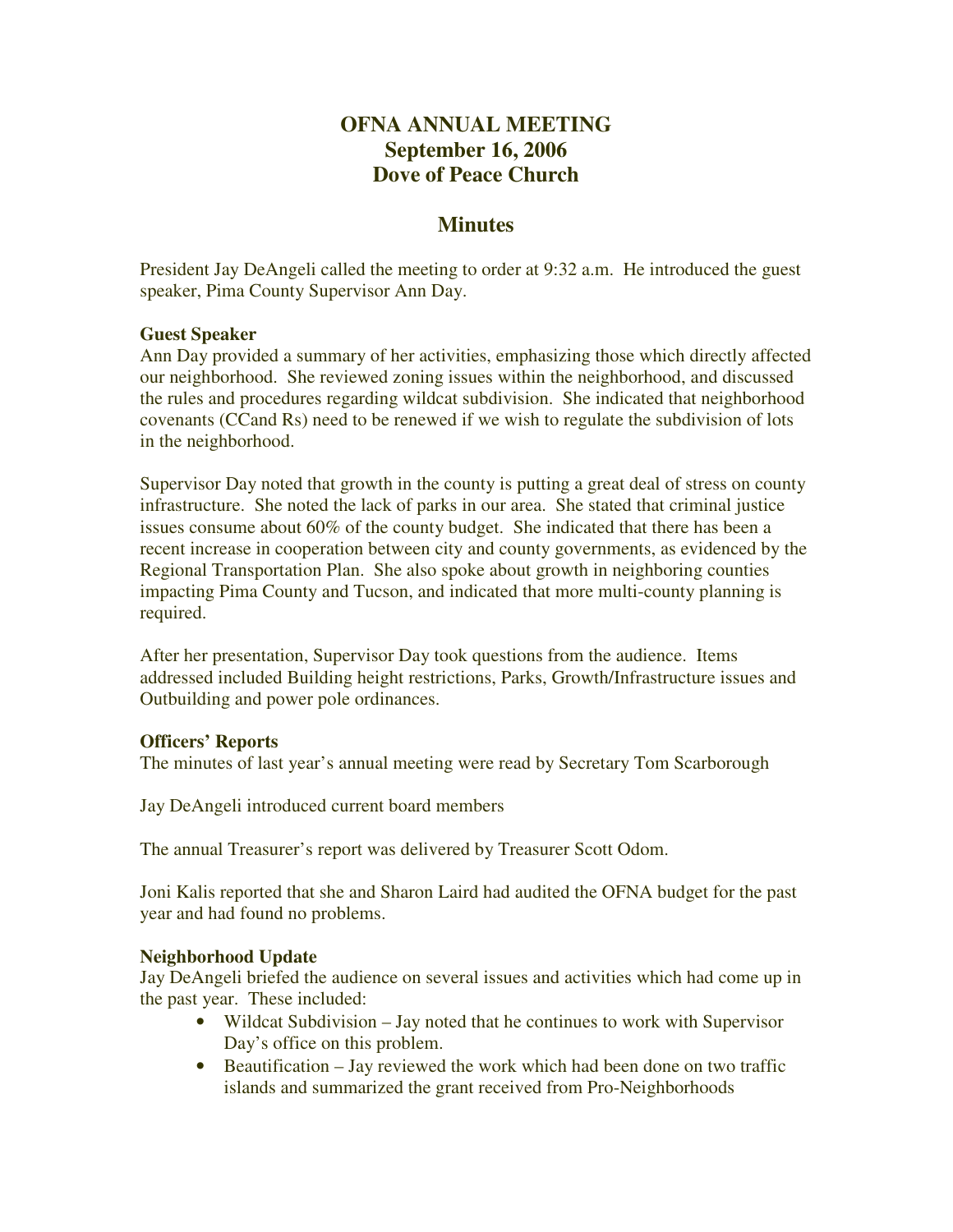# OFNA ANNUAL MEETING
# September 16, 2006
# Dove of Peace Church

## Minutes

President Jay DeAngeli called the meeting to order at 9:32 a.m. He introduced the guest speaker, Pima County Supervisor Ann Day.

**Guest Speaker**

Ann Day provided a summary of her activities, emphasizing those which directly affected our neighborhood. She reviewed zoning issues within the neighborhood, and discussed the rules and procedures regarding wildcat subdivision. She indicated that neighborhood covenants (CCand Rs) need to be renewed if we wish to regulate the subdivision of lots in the neighborhood.

Supervisor Day noted that growth in the county is putting a great deal of stress on county infrastructure. She noted the lack of parks in our area. She stated that criminal justice issues consume about 60% of the county budget. She indicated that there has been a recent increase in cooperation between city and county governments, as evidenced by the Regional Transportation Plan. She also spoke about growth in neighboring counties impacting Pima County and Tucson, and indicated that more multi-county planning is required.

After her presentation, Supervisor Day took questions from the audience. Items addressed included Building height restrictions, Parks, Growth/Infrastructure issues and Outbuilding and power pole ordinances.

**Officers' Reports**

The minutes of last year's annual meeting were read by Secretary Tom Scarborough

Jay DeAngeli introduced current board members

The annual Treasurer's report was delivered by Treasurer Scott Odom.

Joni Kalis reported that she and Sharon Laird had audited the OFNA budget for the past year and had found no problems.

**Neighborhood Update**

Jay DeAngeli briefed the audience on several issues and activities which had come up in the past year. These included:

- Wildcat Subdivision – Jay noted that he continues to work with Supervisor Day's office on this problem.
- Beautification – Jay reviewed the work which had been done on two traffic islands and summarized the grant received from Pro-Neighborhoods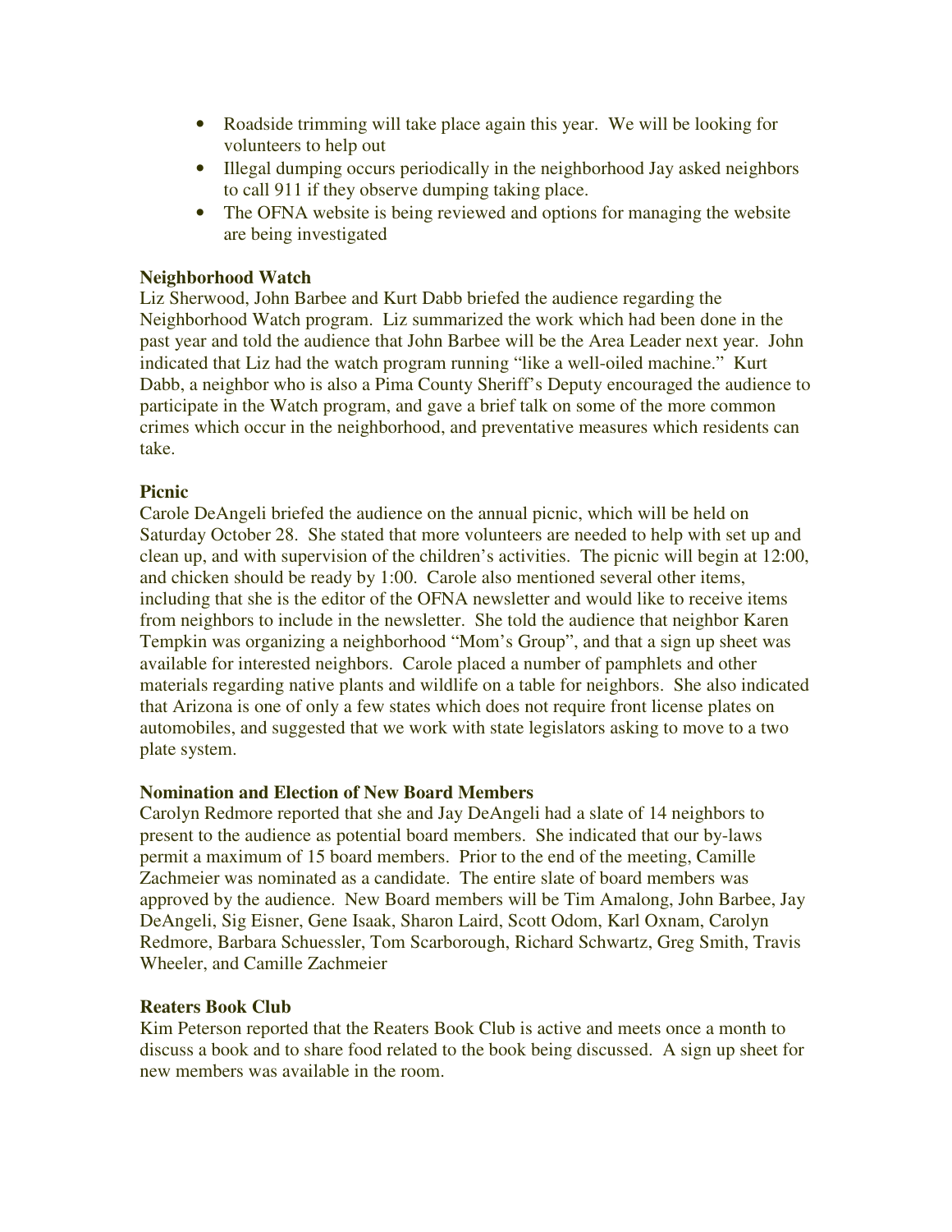- Roadside trimming will take place again this year. We will be looking for volunteers to help out
- Illegal dumping occurs periodically in the neighborhood Jay asked neighbors to call 911 if they observe dumping taking place.
- The OFNA website is being reviewed and options for managing the website are being investigated

**Neighborhood Watch**

Liz Sherwood, John Barbee and Kurt Dabb briefed the audience regarding the Neighborhood Watch program. Liz summarized the work which had been done in the past year and told the audience that John Barbee will be the Area Leader next year. John indicated that Liz had the watch program running "like a well-oiled machine." Kurt Dabb, a neighbor who is also a Pima County Sheriff's Deputy encouraged the audience to participate in the Watch program, and gave a brief talk on some of the more common crimes which occur in the neighborhood, and preventative measures which residents can take.

**Picnic**

Carole DeAngeli briefed the audience on the annual picnic, which will be held on Saturday October 28. She stated that more volunteers are needed to help with set up and clean up, and with supervision of the children's activities. The picnic will begin at 12:00, and chicken should be ready by 1:00. Carole also mentioned several other items, including that she is the editor of the OFNA newsletter and would like to receive items from neighbors to include in the newsletter. She told the audience that neighbor Karen Tempkin was organizing a neighborhood "Mom's Group", and that a sign up sheet was available for interested neighbors. Carole placed a number of pamphlets and other materials regarding native plants and wildlife on a table for neighbors. She also indicated that Arizona is one of only a few states which does not require front license plates on automobiles, and suggested that we work with state legislators asking to move to a two plate system.

**Nomination and Election of New Board Members**

Carolyn Redmore reported that she and Jay DeAngeli had a slate of 14 neighbors to present to the audience as potential board members. She indicated that our by-laws permit a maximum of 15 board members. Prior to the end of the meeting, Camille Zachmeier was nominated as a candidate. The entire slate of board members was approved by the audience. New Board members will be Tim Amalong, John Barbee, Jay DeAngeli, Sig Eisner, Gene Isaak, Sharon Laird, Scott Odom, Karl Oxnam, Carolyn Redmore, Barbara Schuessler, Tom Scarborough, Richard Schwartz, Greg Smith, Travis Wheeler, and Camille Zachmeier

**Reaters Book Club**

Kim Peterson reported that the Reaters Book Club is active and meets once a month to discuss a book and to share food related to the book being discussed. A sign up sheet for new members was available in the room.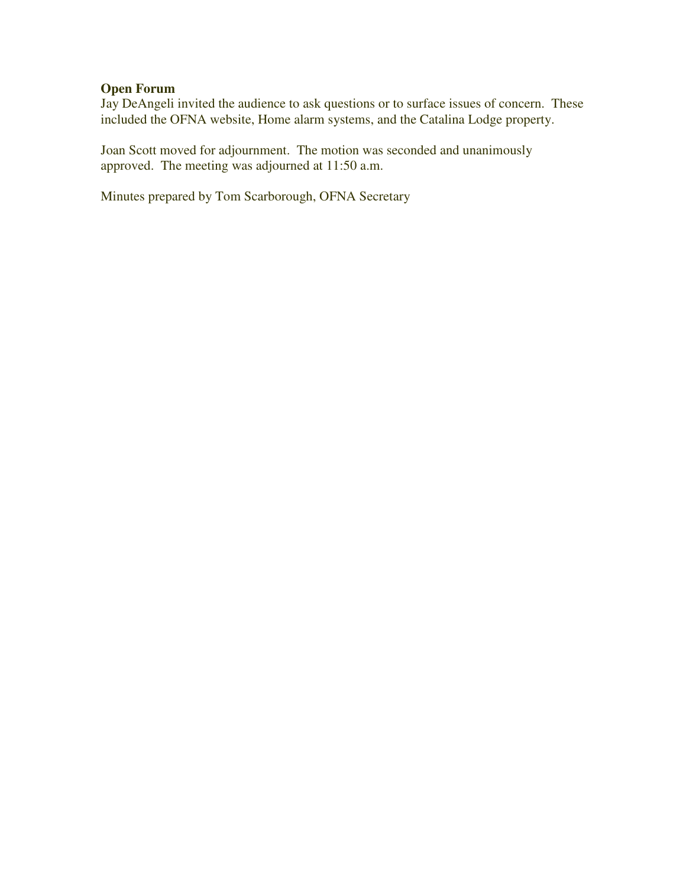**Open Forum**

Jay DeAngeli invited the audience to ask questions or to surface issues of concern. These included the OFNA website, Home alarm systems, and the Catalina Lodge property.

Joan Scott moved for adjournment. The motion was seconded and unanimously approved. The meeting was adjourned at 11:50 a.m.

Minutes prepared by Tom Scarborough, OFNA Secretary